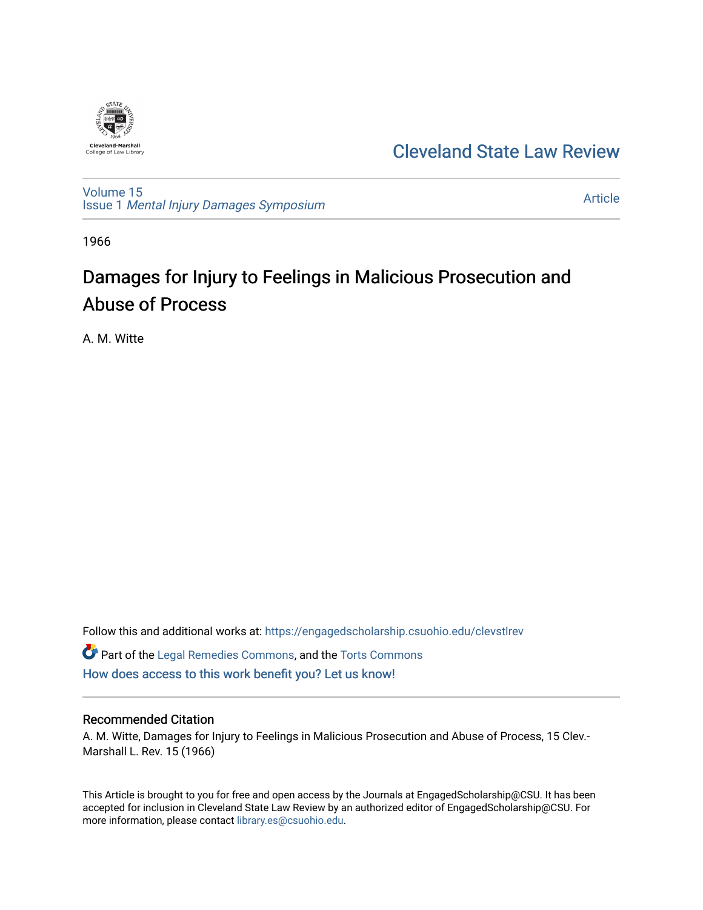Cleveland-Marshall College of Law Library

# Cleveland State Law Review

Volume 15
Issue 1 *Mental Injury Damages Symposium*

Article

1966

## Damages for Injury to Feelings in Malicious Prosecution and Abuse of Process

A. M. Witte

Follow this and additional works at: https://engagedscholarship.csuohio.edu/clevstlrev

Part of the Legal Remedies Commons, and the Torts Commons

How does access to this work benefit you? Let us know!

### Recommended Citation

A. M. Witte, Damages for Injury to Feelings in Malicious Prosecution and Abuse of Process, 15 Clev.-Marshall L. Rev. 15 (1966)

This Article is brought to you for free and open access by the Journals at EngagedScholarship@CSU. It has been accepted for inclusion in Cleveland State Law Review by an authorized editor of EngagedScholarship@CSU. For more information, please contact library.es@csuohio.edu.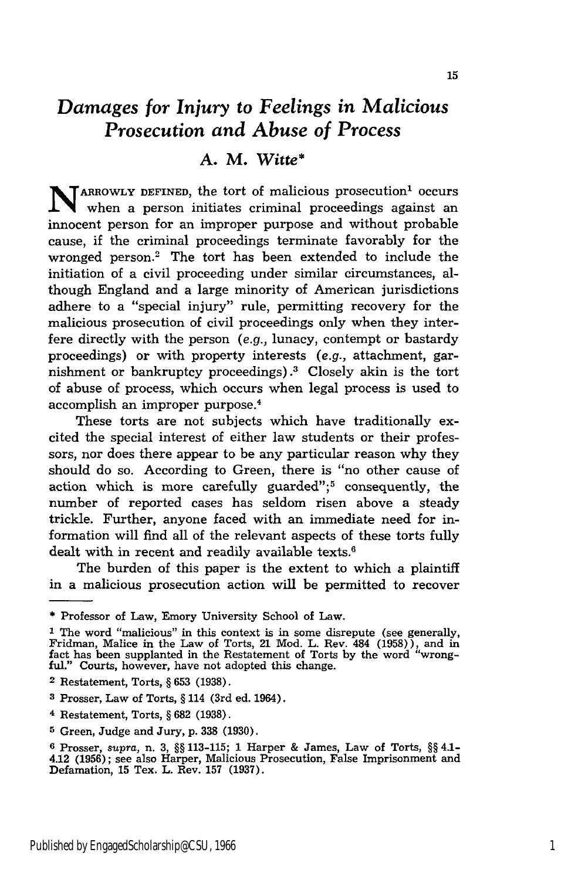# Damages for Injury to Feelings in Malicious Prosecution and Abuse of Process

## A. M. Witte*

NARROWLY DEFINED, the tort of malicious prosecution[1] occurs when a person initiates criminal proceedings against an innocent person for an improper purpose and without probable cause, if the criminal proceedings terminate favorably for the wronged person.[2] The tort has been extended to include the initiation of a civil proceeding under similar circumstances, although England and a large minority of American jurisdictions adhere to a "special injury" rule, permitting recovery for the malicious prosecution of civil proceedings only when they interfere directly with the person (*e.g.*, lunacy, contempt or bastardy proceedings) or with property interests (*e.g.*, attachment, garnishment or bankruptcy proceedings).[3] Closely akin is the tort of abuse of process, which occurs when legal process is used to accomplish an improper purpose.[4]

These torts are not subjects which have traditionally excited the special interest of either law students or their professors, nor does there appear to be any particular reason why they should do so. According to Green, there is "no other cause of action which is more carefully guarded";[5] consequently, the number of reported cases has seldom risen above a steady trickle. Further, anyone faced with an immediate need for information will find all of the relevant aspects of these torts fully dealt with in recent and readily available texts.[6]

The burden of this paper is the extent to which a plaintiff in a malicious prosecution action will be permitted to recover

---

\* Professor of Law, Emory University School of Law.

[1] The word "malicious" in this context is in some disrepute (see generally, Fridman, Malice in the Law of Torts, 21 Mod. L. Rev. 484 (1958)), and in fact has been supplanted in the Restatement of Torts by the word "wrongful." Courts, however, have not adopted this change.

[2] Restatement, Torts, § 653 (1938).

[3] Prosser, Law of Torts, § 114 (3rd ed. 1964).

[4] Restatement, Torts, § 682 (1938).

[5] Green, Judge and Jury, p. 338 (1930).

[6] Prosser, *supra*, n. 3, §§ 113-115; 1 Harper & James, Law of Torts, §§ 4.1-4.12 (1956); see also Harper, Malicious Prosecution, False Imprisonment and Defamation, 15 Tex. L. Rev. 157 (1937).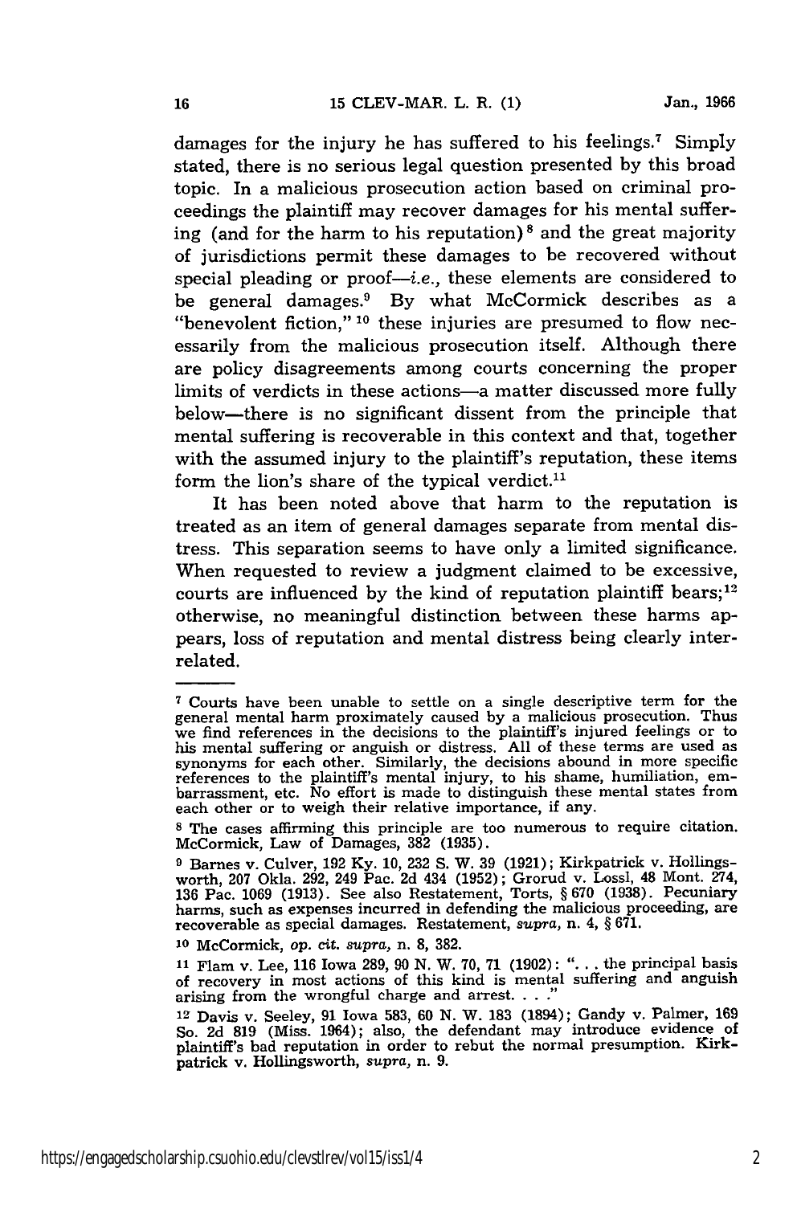damages for the injury he has suffered to his feelings.[7] Simply stated, there is no serious legal question presented by this broad topic. In a malicious prosecution action based on criminal proceedings the plaintiff may recover damages for his mental suffering (and for the harm to his reputation)[8] and the great majority of jurisdictions permit these damages to be recovered without special pleading or proof—*i.e.*, these elements are considered to be general damages.[9] By what McCormick describes as a "benevolent fiction,"[10] these injuries are presumed to flow necessarily from the malicious prosecution itself. Although there are policy disagreements among courts concerning the proper limits of verdicts in these actions—a matter discussed more fully below—there is no significant dissent from the principle that mental suffering is recoverable in this context and that, together with the assumed injury to the plaintiff's reputation, these items form the lion's share of the typical verdict.[11]

It has been noted above that harm to the reputation is treated as an item of general damages separate from mental distress. This separation seems to have only a limited significance. When requested to review a judgment claimed to be excessive, courts are influenced by the kind of reputation plaintiff bears;[12] otherwise, no meaningful distinction between these harms appears, loss of reputation and mental distress being clearly interrelated.

---

[7] Courts have been unable to settle on a single descriptive term for the general mental harm proximately caused by a malicious prosecution. Thus we find references in the decisions to the plaintiff's injured feelings or to his mental suffering or anguish or distress. All of these terms are used as synonyms for each other. Similarly, the decisions abound in more specific references to the plaintiff's mental injury, to his shame, humiliation, embarrassment, etc. No effort is made to distinguish these mental states from each other or to weigh their relative importance, if any.

[8] The cases affirming this principle are too numerous to require citation. McCormick, Law of Damages, 382 (1935).

[9] Barnes v. Culver, 192 Ky. 10, 232 S. W. 39 (1921); Kirkpatrick v. Hollingsworth, 207 Okla. 292, 249 Pac. 2d 434 (1952); Grorud v. Lossl, 48 Mont. 274, 136 Pac. 1069 (1913). See also Restatement, Torts, § 670 (1938). Pecuniary harms, such as expenses incurred in defending the malicious proceeding, are recoverable as special damages. Restatement, *supra*, n. 4, § 671.

[10] McCormick, *op. cit. supra*, n. 8, 382.

[11] Flam v. Lee, 116 Iowa 289, 90 N. W. 70, 71 (1902): ". . . the principal basis of recovery in most actions of this kind is mental suffering and anguish arising from the wrongful charge and arrest. . . ."

[12] Davis v. Seeley, 91 Iowa 583, 60 N. W. 183 (1894); Gandy v. Palmer, 169 So. 2d 819 (Miss. 1964); also, the defendant may introduce evidence of plaintiff's bad reputation in order to rebut the normal presumption. Kirkpatrick v. Hollingsworth, *supra*, n. 9.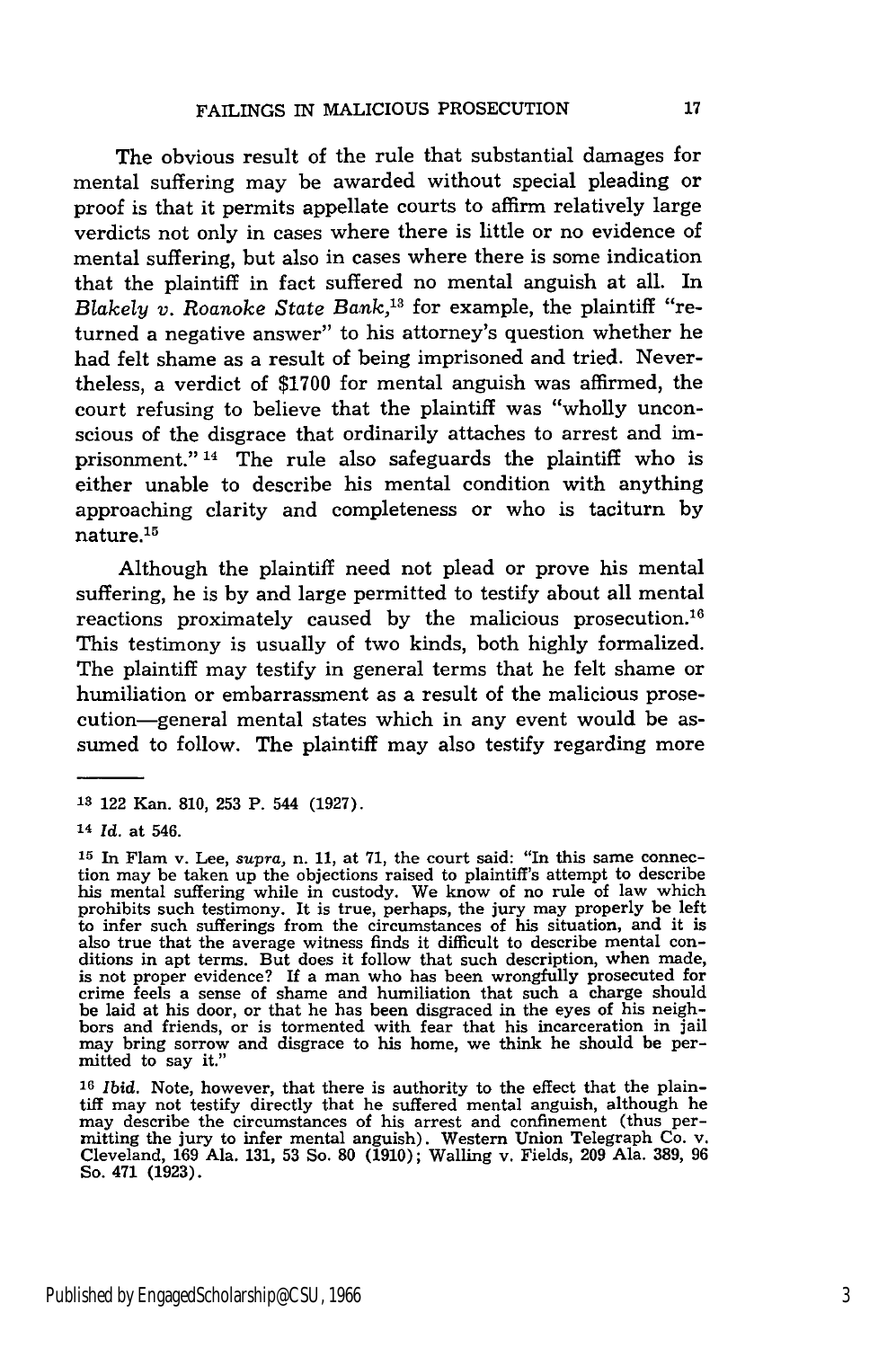The obvious result of the rule that substantial damages for mental suffering may be awarded without special pleading or proof is that it permits appellate courts to affirm relatively large verdicts not only in cases where there is little or no evidence of mental suffering, but also in cases where there is some indication that the plaintiff in fact suffered no mental anguish at all. In *Blakely v. Roanoke State Bank*,[13] for example, the plaintiff "returned a negative answer" to his attorney's question whether he had felt shame as a result of being imprisoned and tried. Nevertheless, a verdict of $1700 for mental anguish was affirmed, the court refusing to believe that the plaintiff was "wholly unconscious of the disgrace that ordinarily attaches to arrest and imprisonment."[14] The rule also safeguards the plaintiff who is either unable to describe his mental condition with anything approaching clarity and completeness or who is taciturn by nature.[15]

Although the plaintiff need not plead or prove his mental suffering, he is by and large permitted to testify about all mental reactions proximately caused by the malicious prosecution.[16] This testimony is usually of two kinds, both highly formalized. The plaintiff may testify in general terms that he felt shame or humiliation or embarrassment as a result of the malicious prosecution—general mental states which in any event would be assumed to follow. The plaintiff may also testify regarding more

---

[13] 122 Kan. 810, 253 P. 544 (1927).

[14] *Id.* at 546.

[15] In Flam v. Lee, *supra*, n. 11, at 71, the court said: "In this same connection may be taken up the objections raised to plaintiff's attempt to describe his mental suffering while in custody. We know of no rule of law which prohibits such testimony. It is true, perhaps, the jury may properly be left to infer such sufferings from the circumstances of his situation, and it is also true that the average witness finds it difficult to describe mental conditions in apt terms. But does it follow that such description, when made, is not proper evidence? If a man who has been wrongfully prosecuted for crime feels a sense of shame and humiliation that such a charge should be laid at his door, or that he has been disgraced in the eyes of his neighbors and friends, or is tormented with fear that his incarceration in jail may bring sorrow and disgrace to his home, we think he should be permitted to say it."

[16] *Ibid.* Note, however, that there is authority to the effect that the plaintiff may not testify directly that he suffered mental anguish, although he may describe the circumstances of his arrest and confinement (thus permitting the jury to infer mental anguish). Western Union Telegraph Co. v. Cleveland, 169 Ala. 131, 53 So. 80 (1910); Walling v. Fields, 209 Ala. 389, 96 So. 471 (1923).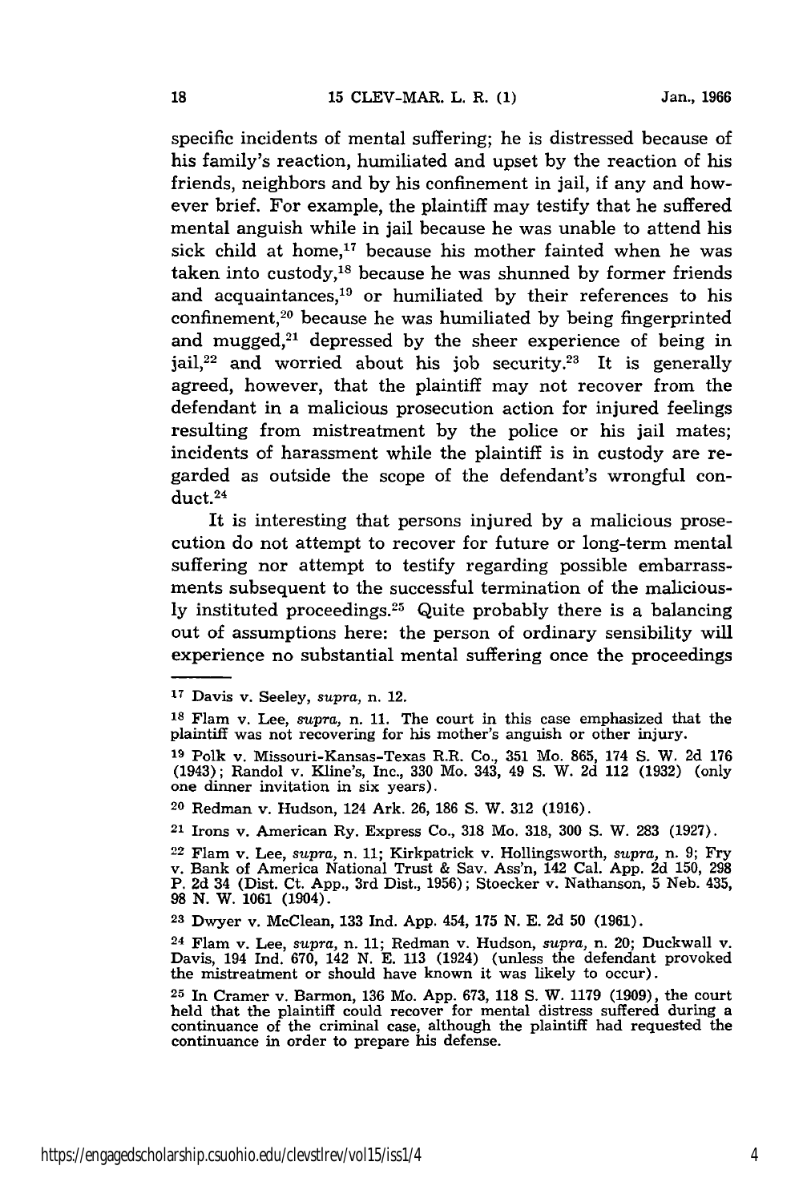specific incidents of mental suffering; he is distressed because of his family's reaction, humiliated and upset by the reaction of his friends, neighbors and by his confinement in jail, if any and however brief. For example, the plaintiff may testify that he suffered mental anguish while in jail because he was unable to attend his sick child at home,[17] because his mother fainted when he was taken into custody,[18] because he was shunned by former friends and acquaintances,[19] or humiliated by their references to his confinement,[20] because he was humiliated by being fingerprinted and mugged,[21] depressed by the sheer experience of being in jail,[22] and worried about his job security.[23] It is generally agreed, however, that the plaintiff may not recover from the defendant in a malicious prosecution action for injured feelings resulting from mistreatment by the police or his jail mates; incidents of harassment while the plaintiff is in custody are regarded as outside the scope of the defendant's wrongful conduct.[24]

It is interesting that persons injured by a malicious prosecution do not attempt to recover for future or long-term mental suffering nor attempt to testify regarding possible embarrassments subsequent to the successful termination of the maliciously instituted proceedings.[25] Quite probably there is a balancing out of assumptions here: the person of ordinary sensibility will experience no substantial mental suffering once the proceedings

---

[17] Davis v. Seeley, *supra*, n. 12.

[18] Flam v. Lee, *supra*, n. 11. The court in this case emphasized that the plaintiff was not recovering for his mother's anguish or other injury.

[19] Polk v. Missouri-Kansas-Texas R.R. Co., 351 Mo. 865, 174 S. W. 2d 176 (1943); Randol v. Kline's, Inc., 330 Mo. 343, 49 S. W. 2d 112 (1932) (only one dinner invitation in six years).

[20] Redman v. Hudson, 124 Ark. 26, 186 S. W. 312 (1916).

[21] Irons v. American Ry. Express Co., 318 Mo. 318, 300 S. W. 283 (1927).

[22] Flam v. Lee, *supra*, n. 11; Kirkpatrick v. Hollingsworth, *supra*, n. 9; Fry v. Bank of America National Trust & Sav. Ass'n, 142 Cal. App. 2d 150, 298 P. 2d 34 (Dist. Ct. App., 3rd Dist., 1956); Stoecker v. Nathanson, 5 Neb. 435, 98 N. W. 1061 (1904).

[23] Dwyer v. McClean, 133 Ind. App. 454, 175 N. E. 2d 50 (1961).

[24] Flam v. Lee, *supra*, n. 11; Redman v. Hudson, *supra*, n. 20; Duckwall v. Davis, 194 Ind. 670, 142 N. E. 113 (1924) (unless the defendant provoked the mistreatment or should have known it was likely to occur).

[25] In Cramer v. Barmon, 136 Mo. App. 673, 118 S. W. 1179 (1909), the court held that the plaintiff could recover for mental distress suffered during a continuance of the criminal case, although the plaintiff had requested the continuance in order to prepare his defense.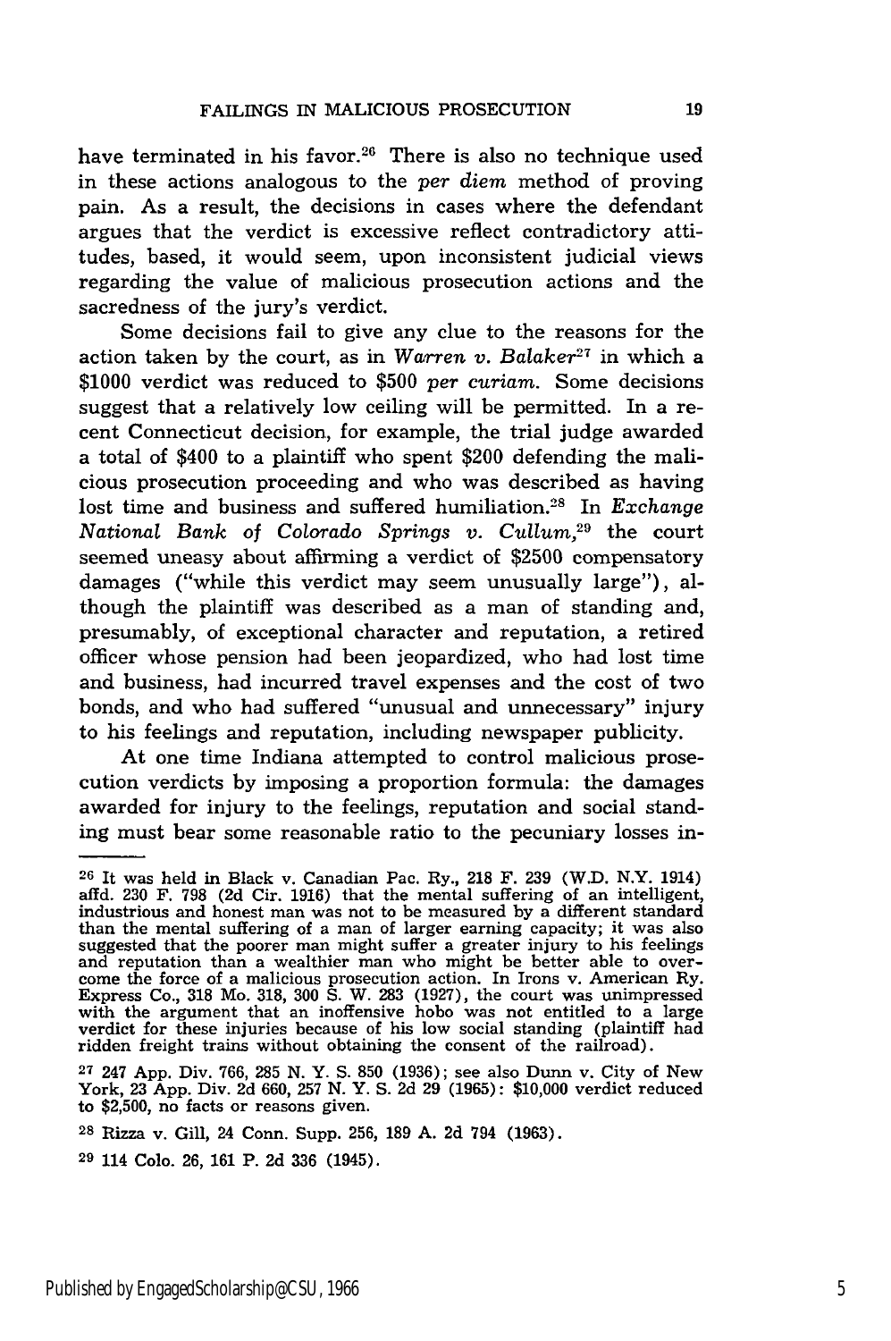have terminated in his favor.[26] There is also no technique used in these actions analogous to the *per diem* method of proving pain. As a result, the decisions in cases where the defendant argues that the verdict is excessive reflect contradictory attitudes, based, it would seem, upon inconsistent judicial views regarding the value of malicious prosecution actions and the sacredness of the jury's verdict.

Some decisions fail to give any clue to the reasons for the action taken by the court, as in *Warren v. Balaker*[27] in which a $1000 verdict was reduced to $500 *per curiam*. Some decisions suggest that a relatively low ceiling will be permitted. In a recent Connecticut decision, for example, the trial judge awarded a total of $400 to a plaintiff who spent $200 defending the malicious prosecution proceeding and who was described as having lost time and business and suffered humiliation.[28] In *Exchange National Bank of Colorado Springs v. Cullum*,[29] the court seemed uneasy about affirming a verdict of $2500 compensatory damages ("while this verdict may seem unusually large"), although the plaintiff was described as a man of standing and, presumably, of exceptional character and reputation, a retired officer whose pension had been jeopardized, who had lost time and business, had incurred travel expenses and the cost of two bonds, and who had suffered "unusual and unnecessary" injury to his feelings and reputation, including newspaper publicity.

At one time Indiana attempted to control malicious prosecution verdicts by imposing a proportion formula: the damages awarded for injury to the feelings, reputation and social standing must bear some reasonable ratio to the pecuniary losses in-

---

[26] It was held in Black v. Canadian Pac. Ry., 218 F. 239 (W.D. N.Y. 1914) affd. 230 F. 798 (2d Cir. 1916) that the mental suffering of an intelligent, industrious and honest man was not to be measured by a different standard than the mental suffering of a man of larger earning capacity; it was also suggested that the poorer man might suffer a greater injury to his feelings and reputation than a wealthier man who might be better able to overcome the force of a malicious prosecution action. In Irons v. American Ry. Express Co., 318 Mo. 318, 300 S. W. 283 (1927), the court was unimpressed with the argument that an inoffensive hobo was not entitled to a large verdict for these injuries because of his low social standing (plaintiff had ridden freight trains without obtaining the consent of the railroad).

[27] 247 App. Div. 766, 285 N. Y. S. 850 (1936); see also Dunn v. City of New York, 23 App. Div. 2d 660, 257 N. Y. S. 2d 29 (1965): $10,000 verdict reduced to $2,500, no facts or reasons given.

[28] Rizza v. Gill, 24 Conn. Supp. 256, 189 A. 2d 794 (1963).

[29] 114 Colo. 26, 161 P. 2d 336 (1945).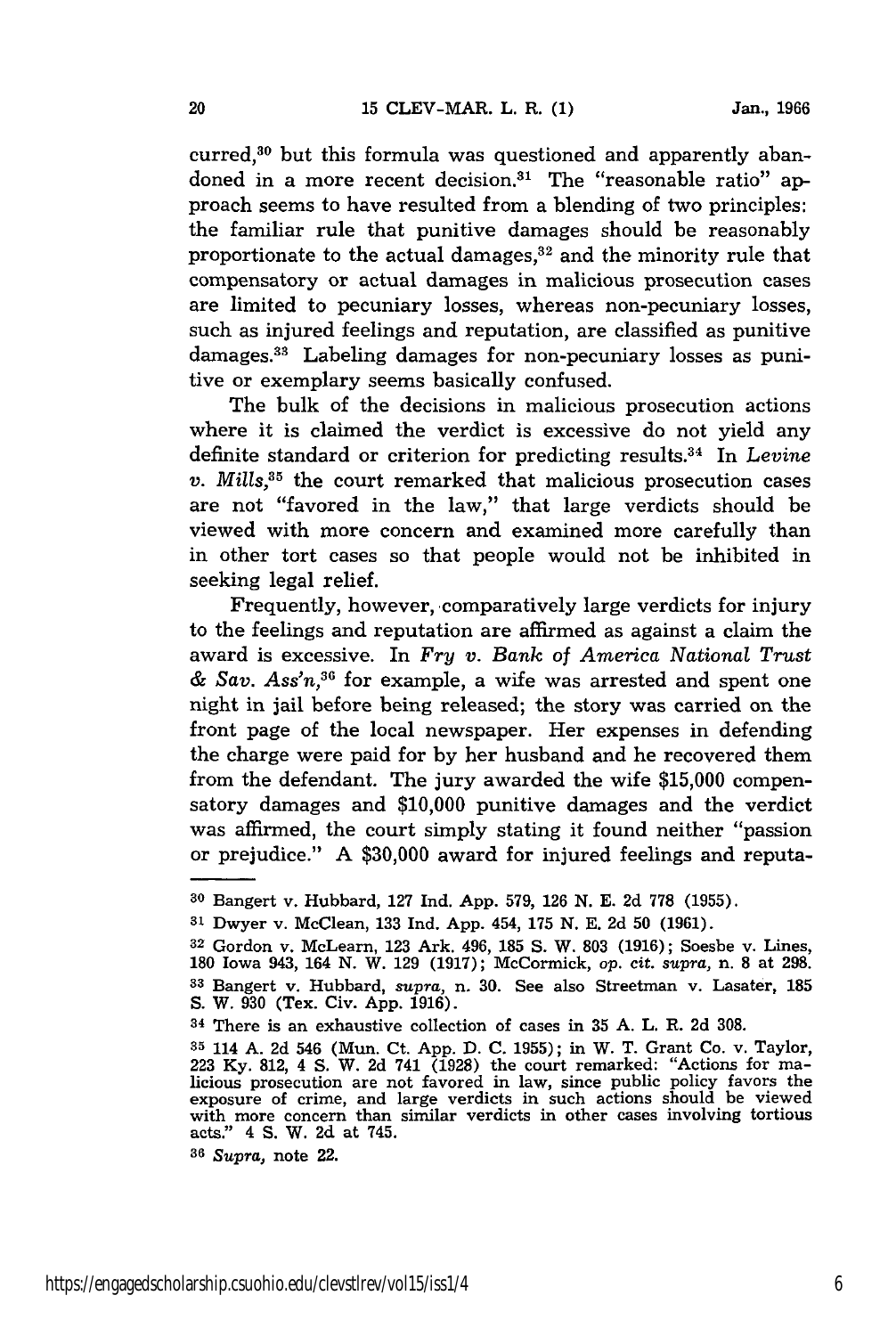curred,[30] but this formula was questioned and apparently abandoned in a more recent decision.[31] The "reasonable ratio" approach seems to have resulted from a blending of two principles: the familiar rule that punitive damages should be reasonably proportionate to the actual damages,[32] and the minority rule that compensatory or actual damages in malicious prosecution cases are limited to pecuniary losses, whereas non-pecuniary losses, such as injured feelings and reputation, are classified as punitive damages.[33] Labeling damages for non-pecuniary losses as punitive or exemplary seems basically confused.

The bulk of the decisions in malicious prosecution actions where it is claimed the verdict is excessive do not yield any definite standard or criterion for predicting results.[34] In *Levine v. Mills*,[35] the court remarked that malicious prosecution cases are not "favored in the law," that large verdicts should be viewed with more concern and examined more carefully than in other tort cases so that people would not be inhibited in seeking legal relief.

Frequently, however, comparatively large verdicts for injury to the feelings and reputation are affirmed as against a claim the award is excessive. In *Fry v. Bank of America National Trust & Sav. Ass'n*,[36] for example, a wife was arrested and spent one night in jail before being released; the story was carried on the front page of the local newspaper. Her expenses in defending the charge were paid for by her husband and he recovered them from the defendant. The jury awarded the wife $15,000 compensatory damages and $10,000 punitive damages and the verdict was affirmed, the court simply stating it found neither "passion or prejudice." A $30,000 award for injured feelings and reputa-

---

[30] Bangert v. Hubbard, 127 Ind. App. 579, 126 N. E. 2d 778 (1955).

[31] Dwyer v. McClean, 133 Ind. App. 454, 175 N. E. 2d 50 (1961).

[32] Gordon v. McLearn, 123 Ark. 496, 185 S. W. 803 (1916); Soesbe v. Lines, 180 Iowa 943, 164 N. W. 129 (1917); McCormick, *op. cit. supra*, n. 8 at 298.

[33] Bangert v. Hubbard, *supra*, n. 30. See also Streetman v. Lasater, 185 S. W. 930 (Tex. Civ. App. 1916).

[34] There is an exhaustive collection of cases in 35 A. L. R. 2d 308.

[35] 114 A. 2d 546 (Mun. Ct. App. D. C. 1955); in W. T. Grant Co. v. Taylor, 223 Ky. 812, 4 S. W. 2d 741 (1928) the court remarked: "Actions for malicious prosecution are not favored in law, since public policy favors the exposure of crime, and large verdicts in such actions should be viewed with more concern than similar verdicts in other cases involving tortious acts." 4 S. W. 2d at 745.

[36] *Supra*, note 22.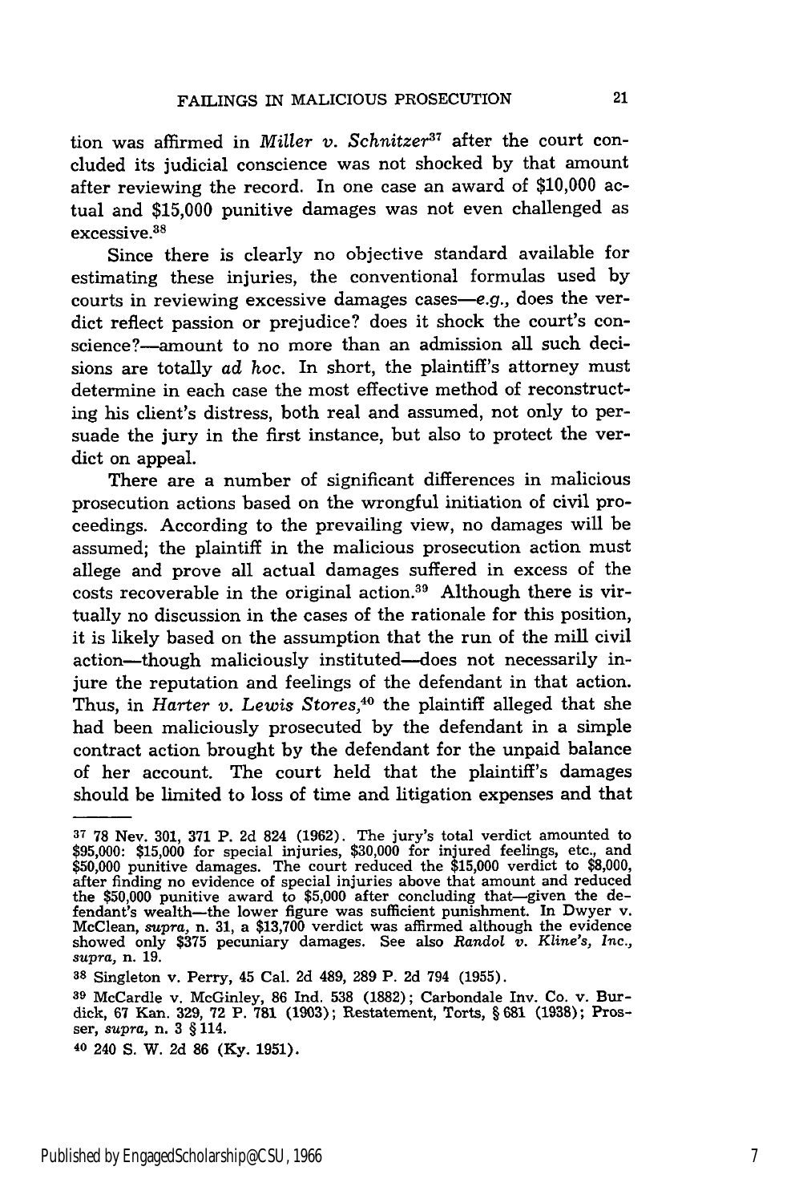tion was affirmed in *Miller v. Schnitzer*[37] after the court concluded its judicial conscience was not shocked by that amount after reviewing the record. In one case an award of $10,000 actual and $15,000 punitive damages was not even challenged as excessive.[38]

Since there is clearly no objective standard available for estimating these injuries, the conventional formulas used by courts in reviewing excessive damages cases—*e.g.*, does the verdict reflect passion or prejudice? does it shock the court's conscience?—amount to no more than an admission all such decisions are totally *ad hoc*. In short, the plaintiff's attorney must determine in each case the most effective method of reconstructing his client's distress, both real and assumed, not only to persuade the jury in the first instance, but also to protect the verdict on appeal.

There are a number of significant differences in malicious prosecution actions based on the wrongful initiation of civil proceedings. According to the prevailing view, no damages will be assumed; the plaintiff in the malicious prosecution action must allege and prove all actual damages suffered in excess of the costs recoverable in the original action.[39] Although there is virtually no discussion in the cases of the rationale for this position, it is likely based on the assumption that the run of the mill civil action—though maliciously instituted—does not necessarily injure the reputation and feelings of the defendant in that action. Thus, in *Harter v. Lewis Stores*,[40] the plaintiff alleged that she had been maliciously prosecuted by the defendant in a simple contract action brought by the defendant for the unpaid balance of her account. The court held that the plaintiff's damages should be limited to loss of time and litigation expenses and that

---

[37] 78 Nev. 301, 371 P. 2d 824 (1962). The jury's total verdict amounted to $95,000: $15,000 for special injuries, $30,000 for injured feelings, etc., and $50,000 punitive damages. The court reduced the $15,000 verdict to $8,000, after finding no evidence of special injuries above that amount and reduced the $50,000 punitive award to $5,000 after concluding that—given the defendant's wealth—the lower figure was sufficient punishment. In Dwyer v. McClean, *supra*, n. 31, a $13,700 verdict was affirmed although the evidence showed only $375 pecuniary damages. See also *Randol v. Kline's, Inc., supra*, n. 19.

[38] Singleton v. Perry, 45 Cal. 2d 489, 289 P. 2d 794 (1955).

[39] McCardle v. McGinley, 86 Ind. 538 (1882); Carbondale Inv. Co. v. Burdick, 67 Kan. 329, 72 P. 781 (1903); Restatement, Torts, § 681 (1938); Prosser, *supra*, n. 3 § 114.

[40] 240 S. W. 2d 86 (Ky. 1951).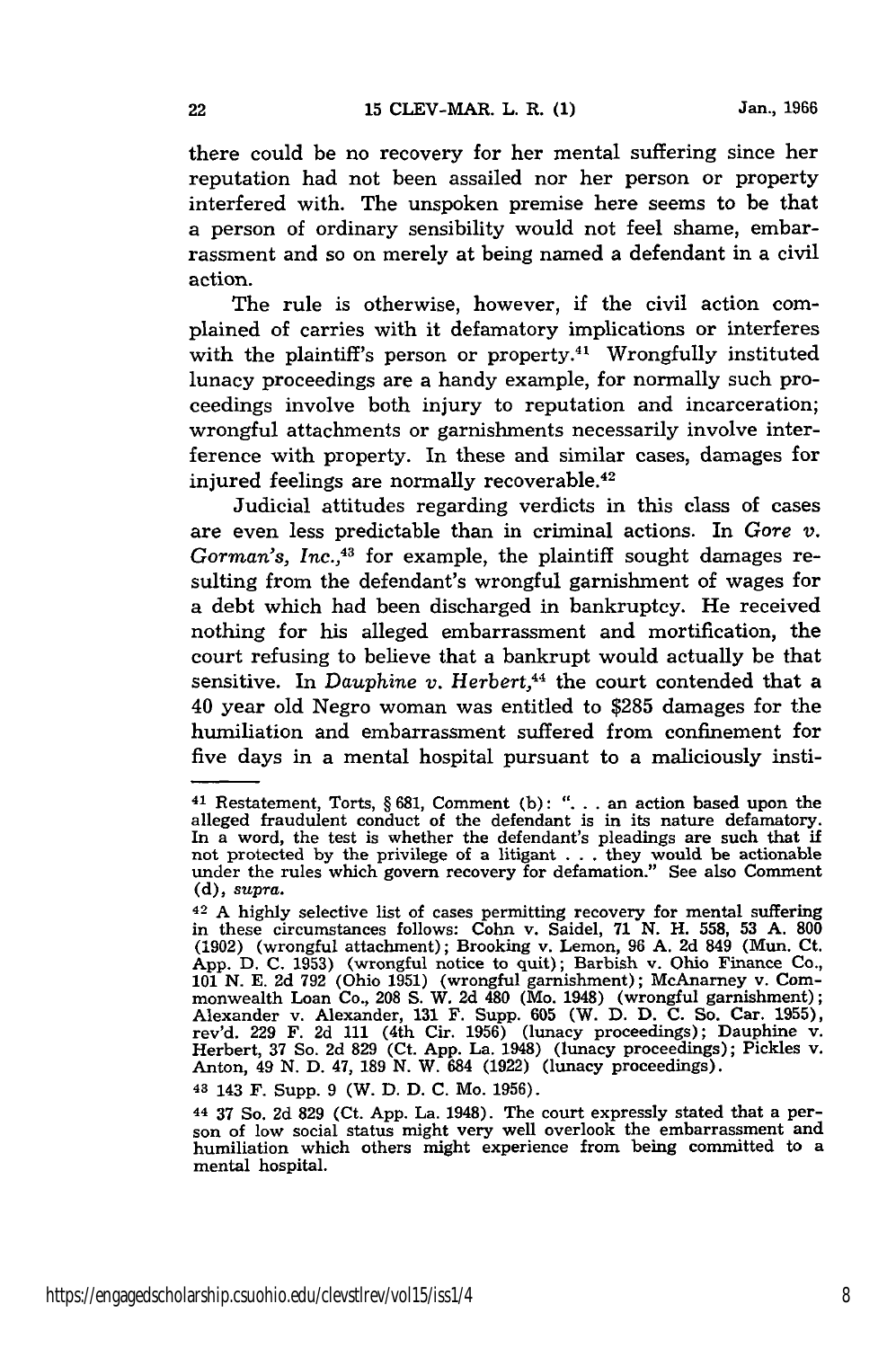there could be no recovery for her mental suffering since her reputation had not been assailed nor her person or property interfered with. The unspoken premise here seems to be that a person of ordinary sensibility would not feel shame, embarrassment and so on merely at being named a defendant in a civil action.

The rule is otherwise, however, if the civil action complained of carries with it defamatory implications or interferes with the plaintiff's person or property.[41] Wrongfully instituted lunacy proceedings are a handy example, for normally such proceedings involve both injury to reputation and incarceration; wrongful attachments or garnishments necessarily involve interference with property. In these and similar cases, damages for injured feelings are normally recoverable.[42]

Judicial attitudes regarding verdicts in this class of cases are even less predictable than in criminal actions. In *Gore v. Gorman's, Inc.*,[43] for example, the plaintiff sought damages resulting from the defendant's wrongful garnishment of wages for a debt which had been discharged in bankruptcy. He received nothing for his alleged embarrassment and mortification, the court refusing to believe that a bankrupt would actually be that sensitive. In *Dauphine v. Herbert*,[44] the court contended that a 40 year old Negro woman was entitled to $285 damages for the humiliation and embarrassment suffered from confinement for five days in a mental hospital pursuant to a maliciously insti-

---

[41] Restatement, Torts, § 681, Comment (b): ". . . an action based upon the alleged fraudulent conduct of the defendant is in its nature defamatory. In a word, the test is whether the defendant's pleadings are such that if not protected by the privilege of a litigant . . . they would be actionable under the rules which govern recovery for defamation." See also Comment (d), *supra*.

[42] A highly selective list of cases permitting recovery for mental suffering in these circumstances follows: Cohn v. Saidel, 71 N. H. 558, 53 A. 800 (1902) (wrongful attachment); Brooking v. Lemon, 96 A. 2d 849 (Mun. Ct. App. D. C. 1953) (wrongful notice to quit); Barbish v. Ohio Finance Co., 101 N. E. 2d 792 (Ohio 1951) (wrongful garnishment); McAnarney v. Commonwealth Loan Co., 208 S. W. 2d 480 (Mo. 1948) (wrongful garnishment); Alexander v. Alexander, 131 F. Supp. 605 (W. D. D. C. So. Car. 1955), rev'd. 229 F. 2d 111 (4th Cir. 1956) (lunacy proceedings); Dauphine v. Herbert, 37 So. 2d 829 (Ct. App. La. 1948) (lunacy proceedings); Pickles v. Anton, 49 N. D. 47, 189 N. W. 684 (1922) (lunacy proceedings).

[43] 143 F. Supp. 9 (W. D. D. C. Mo. 1956).

[44] 37 So. 2d 829 (Ct. App. La. 1948). The court expressly stated that a person of low social status might very well overlook the embarrassment and humiliation which others might experience from being committed to a mental hospital.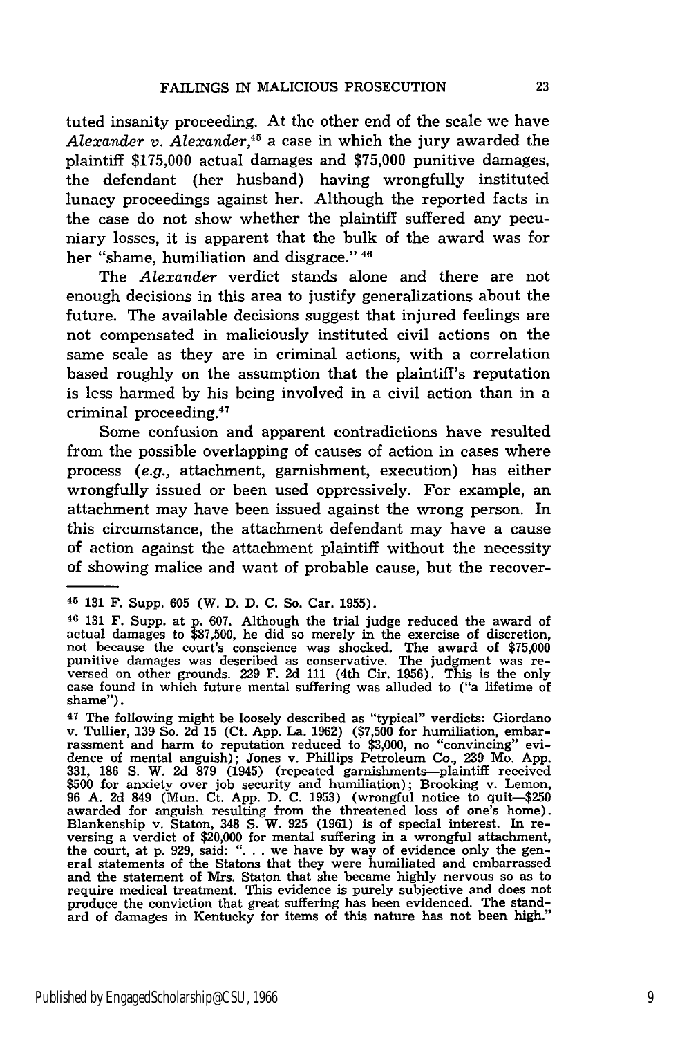tuted insanity proceeding. At the other end of the scale we have *Alexander v. Alexander*,[45] a case in which the jury awarded the plaintiff $175,000 actual damages and $75,000 punitive damages, the defendant (her husband) having wrongfully instituted lunacy proceedings against her. Although the reported facts in the case do not show whether the plaintiff suffered any pecuniary losses, it is apparent that the bulk of the award was for her "shame, humiliation and disgrace."[46]

The *Alexander* verdict stands alone and there are not enough decisions in this area to justify generalizations about the future. The available decisions suggest that injured feelings are not compensated in maliciously instituted civil actions on the same scale as they are in criminal actions, with a correlation based roughly on the assumption that the plaintiff's reputation is less harmed by his being involved in a civil action than in a criminal proceeding.[47]

Some confusion and apparent contradictions have resulted from the possible overlapping of causes of action in cases where process (*e.g.*, attachment, garnishment, execution) has either wrongfully issued or been used oppressively. For example, an attachment may have been issued against the wrong person. In this circumstance, the attachment defendant may have a cause of action against the attachment plaintiff without the necessity of showing malice and want of probable cause, but the recover-

---

[45] 131 F. Supp. 605 (W. D. D. C. So. Car. 1955).

[46] 131 F. Supp. at p. 607. Although the trial judge reduced the award of actual damages to $87,500, he did so merely in the exercise of discretion, not because the court's conscience was shocked. The award of $75,000 punitive damages was described as conservative. The judgment was reversed on other grounds. 229 F. 2d 111 (4th Cir. 1956). This is the only case found in which future mental suffering was alluded to ("a lifetime of shame").

[47] The following might be loosely described as "typical" verdicts: Giordano v. Tullier, 139 So. 2d 15 (Ct. App. La. 1962) ($7,500 for humiliation, embarrassment and harm to reputation reduced to $3,000, no "convincing" evidence of mental anguish); Jones v. Phillips Petroleum Co., 239 Mo. App. 331, 186 S. W. 2d 879 (1945) (repeated garnishments—plaintiff received $500 for anxiety over job security and humiliation); Brooking v. Lemon, 96 A. 2d 849 (Mun. Ct. App. D. C. 1953) (wrongful notice to quit—$250 awarded for anguish resulting from the threatened loss of one's home). Blankenship v. Staton, 348 S. W. 925 (1961) is of special interest. In reversing a verdict of $20,000 for mental suffering in a wrongful attachment, the court, at p. 929, said: ". . . we have by way of evidence only the general statements of the Statons that they were humiliated and embarrassed and the statement of Mrs. Staton that she became highly nervous so as to require medical treatment. This evidence is purely subjective and does not produce the conviction that great suffering has been evidenced. The standard of damages in Kentucky for items of this nature has not been high."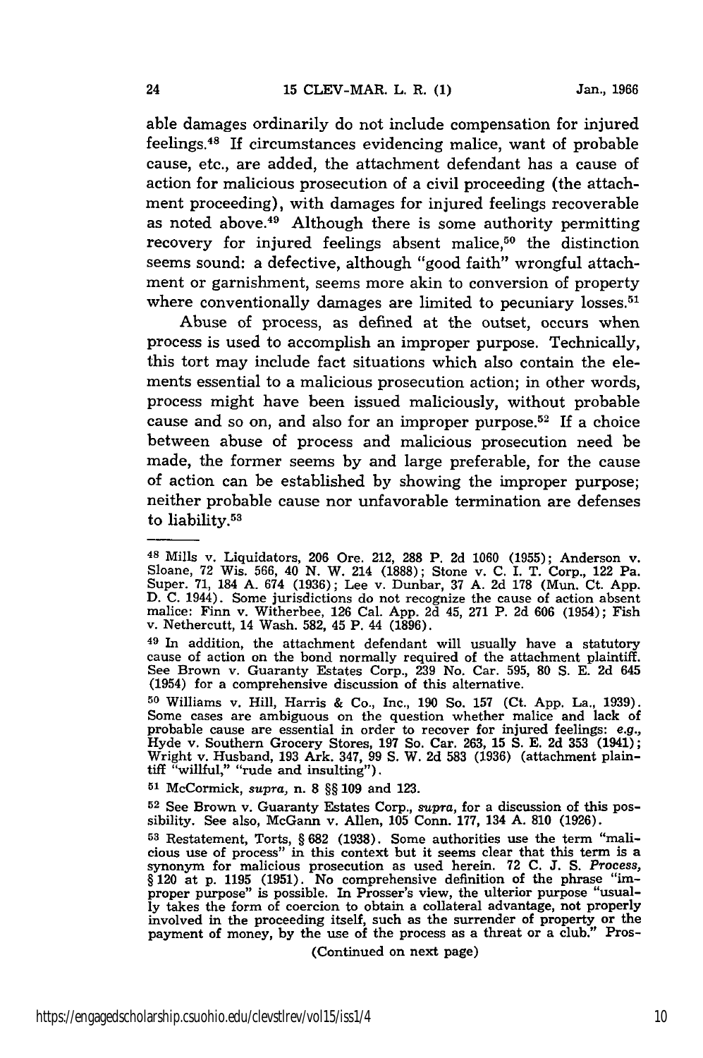able damages ordinarily do not include compensation for injured feelings.[48] If circumstances evidencing malice, want of probable cause, etc., are added, the attachment defendant has a cause of action for malicious prosecution of a civil proceeding (the attachment proceeding), with damages for injured feelings recoverable as noted above.[49] Although there is some authority permitting recovery for injured feelings absent malice,[50] the distinction seems sound: a defective, although "good faith" wrongful attachment or garnishment, seems more akin to conversion of property where conventionally damages are limited to pecuniary losses.[51]

Abuse of process, as defined at the outset, occurs when process is used to accomplish an improper purpose. Technically, this tort may include fact situations which also contain the elements essential to a malicious prosecution action; in other words, process might have been issued maliciously, without probable cause and so on, and also for an improper purpose.[52] If a choice between abuse of process and malicious prosecution need be made, the former seems by and large preferable, for the cause of action can be established by showing the improper purpose; neither probable cause nor unfavorable termination are defenses to liability.[53]

---

[48] Mills v. Liquidators, 206 Ore. 212, 288 P. 2d 1060 (1955); Anderson v. Sloane, 72 Wis. 566, 40 N. W. 214 (1888); Stone v. C. I. T. Corp., 122 Pa. Super. 71, 184 A. 674 (1936); Lee v. Dunbar, 37 A. 2d 178 (Mun. Ct. App. D. C. 1944). Some jurisdictions do not recognize the cause of action absent malice: Finn v. Witherbee, 126 Cal. App. 2d 45, 271 P. 2d 606 (1954); Fish v. Nethercutt, 14 Wash. 582, 45 P. 44 (1896).

[49] In addition, the attachment defendant will usually have a statutory cause of action on the bond normally required of the attachment plaintiff. See Brown v. Guaranty Estates Corp., 239 No. Car. 595, 80 S. E. 2d 645 (1954) for a comprehensive discussion of this alternative.

[50] Williams v. Hill, Harris & Co., Inc., 190 So. 157 (Ct. App. La., 1939). Some cases are ambiguous on the question whether malice and lack of probable cause are essential in order to recover for injured feelings: *e.g.*, Hyde v. Southern Grocery Stores, 197 So. Car. 263, 15 S. E. 2d 353 (1941); Wright v. Husband, 193 Ark. 347, 99 S. W. 2d 583 (1936) (attachment plaintiff "willful," "rude and insulting").

[51] McCormick, *supra*, n. 8 §§ 109 and 123.

[52] See Brown v. Guaranty Estates Corp., *supra*, for a discussion of this possibility. See also, McGann v. Allen, 105 Conn. 177, 134 A. 810 (1926).

[53] Restatement, Torts, § 682 (1938). Some authorities use the term "malicious use of process" in this context but it seems clear that this term is a synonym for malicious prosecution as used herein. 72 C. J. S. *Process*, § 120 at p. 1195 (1951). No comprehensive definition of the phrase "improper purpose" is possible. In Prosser's view, the ulterior purpose "usually takes the form of coercion to obtain a collateral advantage, not properly involved in the proceeding itself, such as the surrender of property or the payment of money, by the use of the process as a threat or a club." Pros-

(Continued on next page)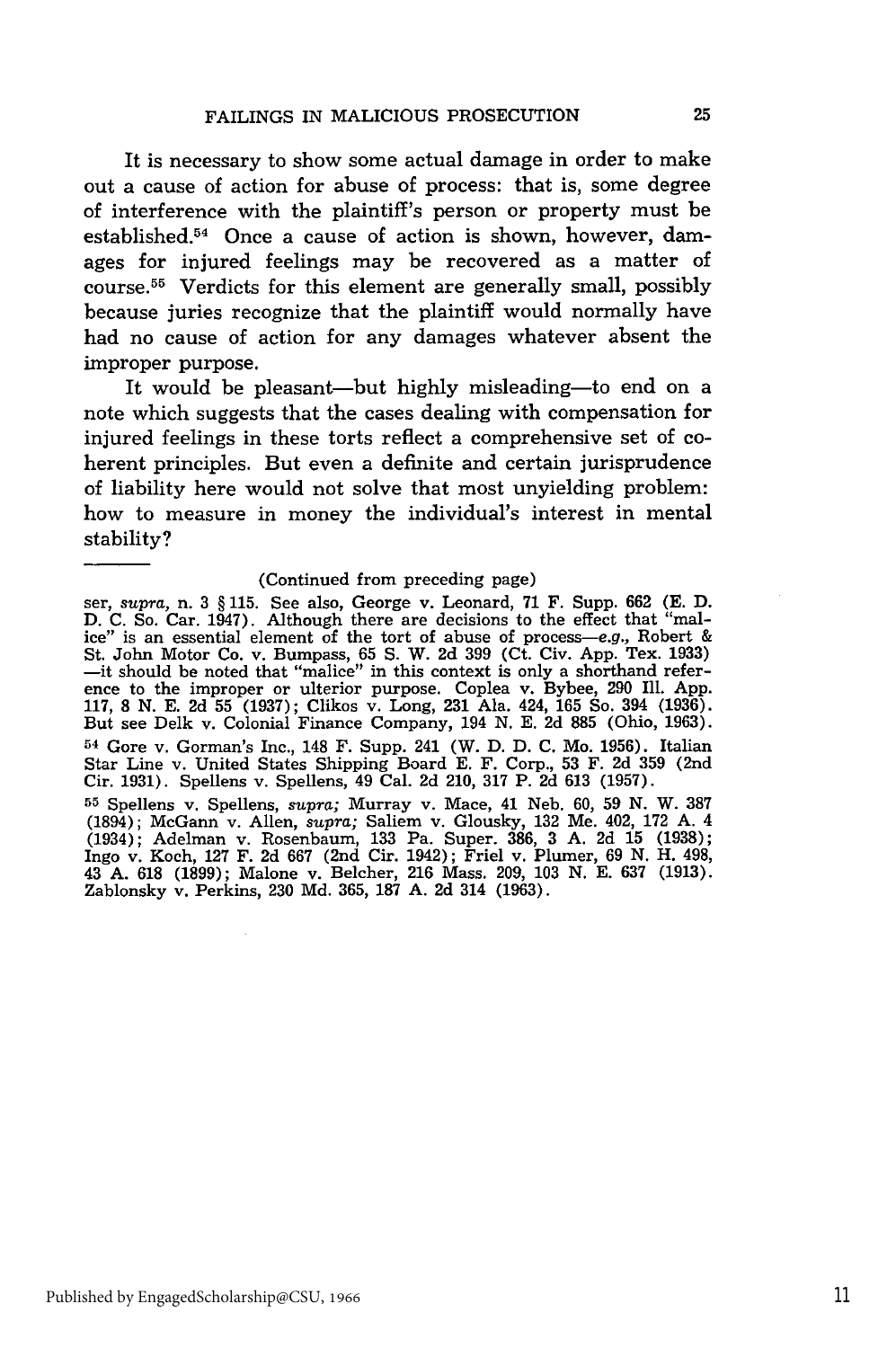It is necessary to show some actual damage in order to make out a cause of action for abuse of process: that is, some degree of interference with the plaintiff's person or property must be established.[54] Once a cause of action is shown, however, damages for injured feelings may be recovered as a matter of course.[55] Verdicts for this element are generally small, possibly because juries recognize that the plaintiff would normally have had no cause of action for any damages whatever absent the improper purpose.

It would be pleasant—but highly misleading—to end on a note which suggests that the cases dealing with compensation for injured feelings in these torts reflect a comprehensive set of coherent principles. But even a definite and certain jurisprudence of liability here would not solve that most unyielding problem: how to measure in money the individual's interest in mental stability?

---

(Continued from preceding page)

ser, *supra*, n. 3 § 115. See also, George v. Leonard, 71 F. Supp. 662 (E. D. D. C. So. Car. 1947). Although there are decisions to the effect that "malice" is an essential element of the tort of abuse of process—*e.g.*, Robert & St. John Motor Co. v. Bumpass, 65 S. W. 2d 399 (Ct. Civ. App. Tex. 1933) —it should be noted that "malice" in this context is only a shorthand reference to the improper or ulterior purpose. Coplea v. Bybee, 290 Ill. App. 117, 8 N. E. 2d 55 (1937); Clikos v. Long, 231 Ala. 424, 165 So. 394 (1936). But see Delk v. Colonial Finance Company, 194 N. E. 2d 885 (Ohio, 1963).

[54] Gore v. Gorman's Inc., 148 F. Supp. 241 (W. D. D. C. Mo. 1956). Italian Star Line v. United States Shipping Board E. F. Corp., 53 F. 2d 359 (2nd Cir. 1931). Spellens v. Spellens, 49 Cal. 2d 210, 317 P. 2d 613 (1957).

[55] Spellens v. Spellens, *supra;* Murray v. Mace, 41 Neb. 60, 59 N. W. 387 (1894); McGann v. Allen, *supra;* Saliem v. Glousky, 132 Me. 402, 172 A. 4 (1934); Adelman v. Rosenbaum, 133 Pa. Super. 386, 3 A. 2d 15 (1938); Ingo v. Koch, 127 F. 2d 667 (2nd Cir. 1942); Friel v. Plumer, 69 N. H. 498, 43 A. 618 (1899); Malone v. Belcher, 216 Mass. 209, 103 N. E. 637 (1913). Zablonsky v. Perkins, 230 Md. 365, 187 A. 2d 314 (1963).